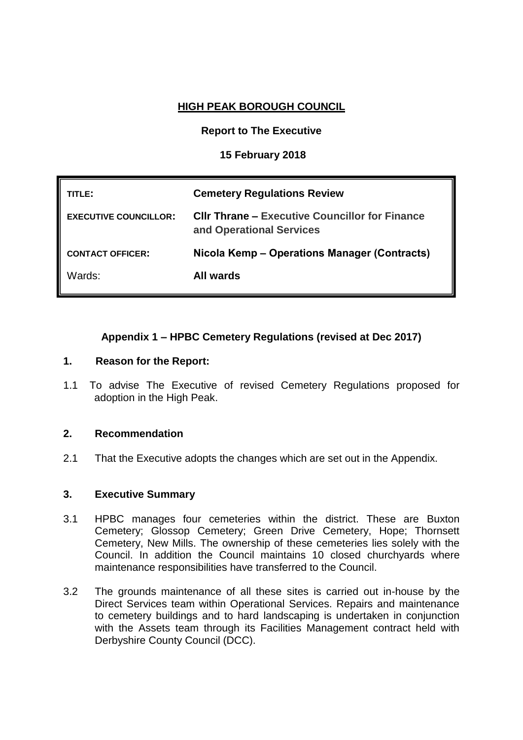# HIGH PEAK BOROUGH COUNCIL

**Report to The Executive**

**15 February 2018**

| | |
|---|---|
| **TITLE:** | **Cemetery Regulations Review** |
| **EXECUTIVE COUNCILLOR:** | **Cllr Thrane – Executive Councillor for Finance and Operational Services** |
| **CONTACT OFFICER:** | **Nicola Kemp – Operations Manager (Contracts)** |
| Wards: | **All wards** |

**Appendix 1 – HPBC Cemetery Regulations (revised at Dec 2017)**

## 1. Reason for the Report:

1.1 To advise The Executive of revised Cemetery Regulations proposed for adoption in the High Peak.

## 2. Recommendation

2.1 That the Executive adopts the changes which are set out in the Appendix.

## 3. Executive Summary

3.1 HPBC manages four cemeteries within the district. These are Buxton Cemetery; Glossop Cemetery; Green Drive Cemetery, Hope; Thornsett Cemetery, New Mills. The ownership of these cemeteries lies solely with the Council. In addition the Council maintains 10 closed churchyards where maintenance responsibilities have transferred to the Council.

3.2 The grounds maintenance of all these sites is carried out in-house by the Direct Services team within Operational Services. Repairs and maintenance to cemetery buildings and to hard landscaping is undertaken in conjunction with the Assets team through its Facilities Management contract held with Derbyshire County Council (DCC).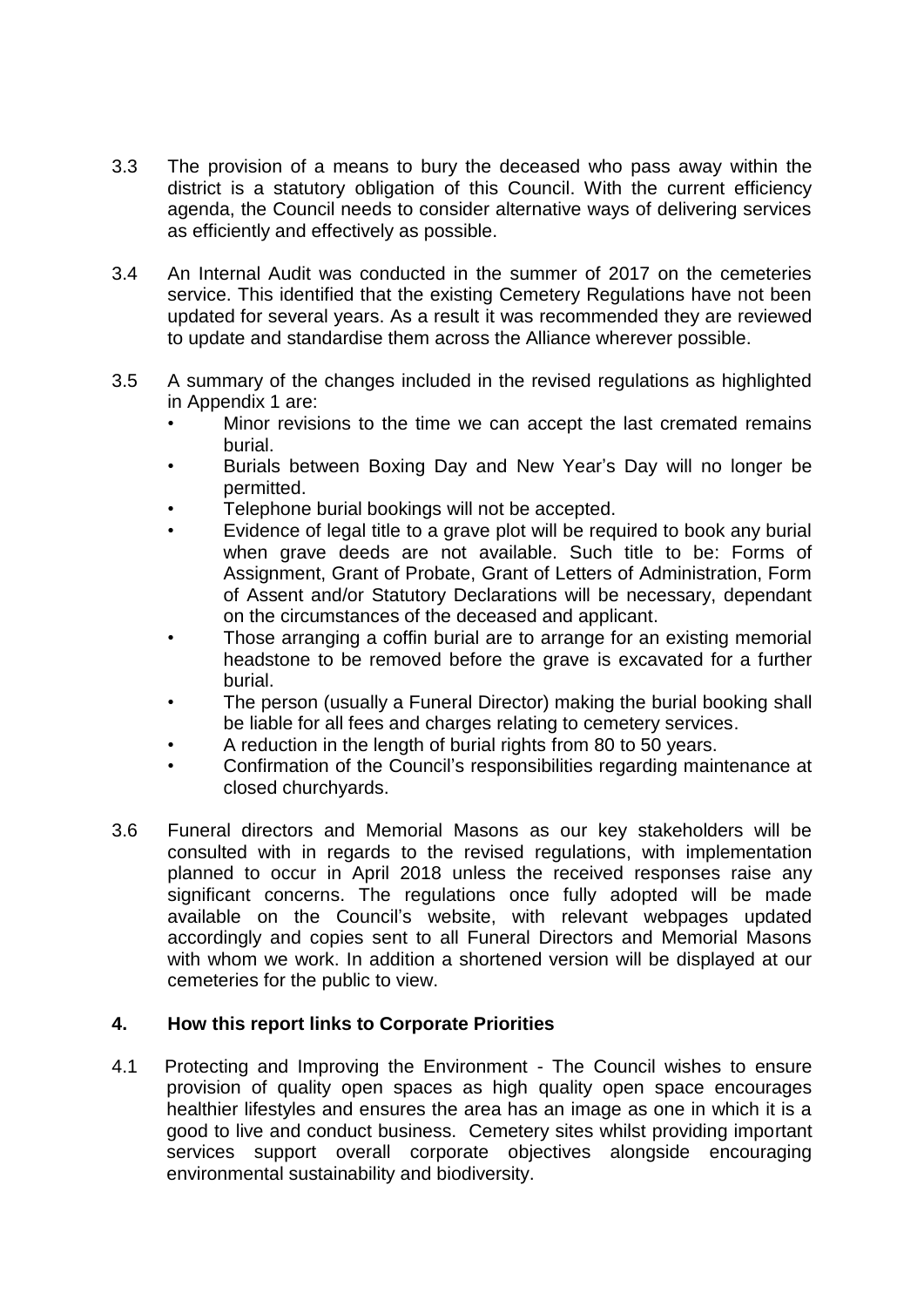3.3 The provision of a means to bury the deceased who pass away within the district is a statutory obligation of this Council. With the current efficiency agenda, the Council needs to consider alternative ways of delivering services as efficiently and effectively as possible.

3.4 An Internal Audit was conducted in the summer of 2017 on the cemeteries service. This identified that the existing Cemetery Regulations have not been updated for several years. As a result it was recommended they are reviewed to update and standardise them across the Alliance wherever possible.

3.5 A summary of the changes included in the revised regulations as highlighted in Appendix 1 are:

- Minor revisions to the time we can accept the last cremated remains burial.
- Burials between Boxing Day and New Year's Day will no longer be permitted.
- Telephone burial bookings will not be accepted.
- Evidence of legal title to a grave plot will be required to book any burial when grave deeds are not available. Such title to be: Forms of Assignment, Grant of Probate, Grant of Letters of Administration, Form of Assent and/or Statutory Declarations will be necessary, dependant on the circumstances of the deceased and applicant.
- Those arranging a coffin burial are to arrange for an existing memorial headstone to be removed before the grave is excavated for a further burial.
- The person (usually a Funeral Director) making the burial booking shall be liable for all fees and charges relating to cemetery services.
- A reduction in the length of burial rights from 80 to 50 years.
- Confirmation of the Council's responsibilities regarding maintenance at closed churchyards.

3.6 Funeral directors and Memorial Masons as our key stakeholders will be consulted with in regards to the revised regulations, with implementation planned to occur in April 2018 unless the received responses raise any significant concerns. The regulations once fully adopted will be made available on the Council's website, with relevant webpages updated accordingly and copies sent to all Funeral Directors and Memorial Masons with whom we work. In addition a shortened version will be displayed at our cemeteries for the public to view.

## 4. How this report links to Corporate Priorities

4.1 Protecting and Improving the Environment - The Council wishes to ensure provision of quality open spaces as high quality open space encourages healthier lifestyles and ensures the area has an image as one in which it is a good to live and conduct business. Cemetery sites whilst providing important services support overall corporate objectives alongside encouraging environmental sustainability and biodiversity.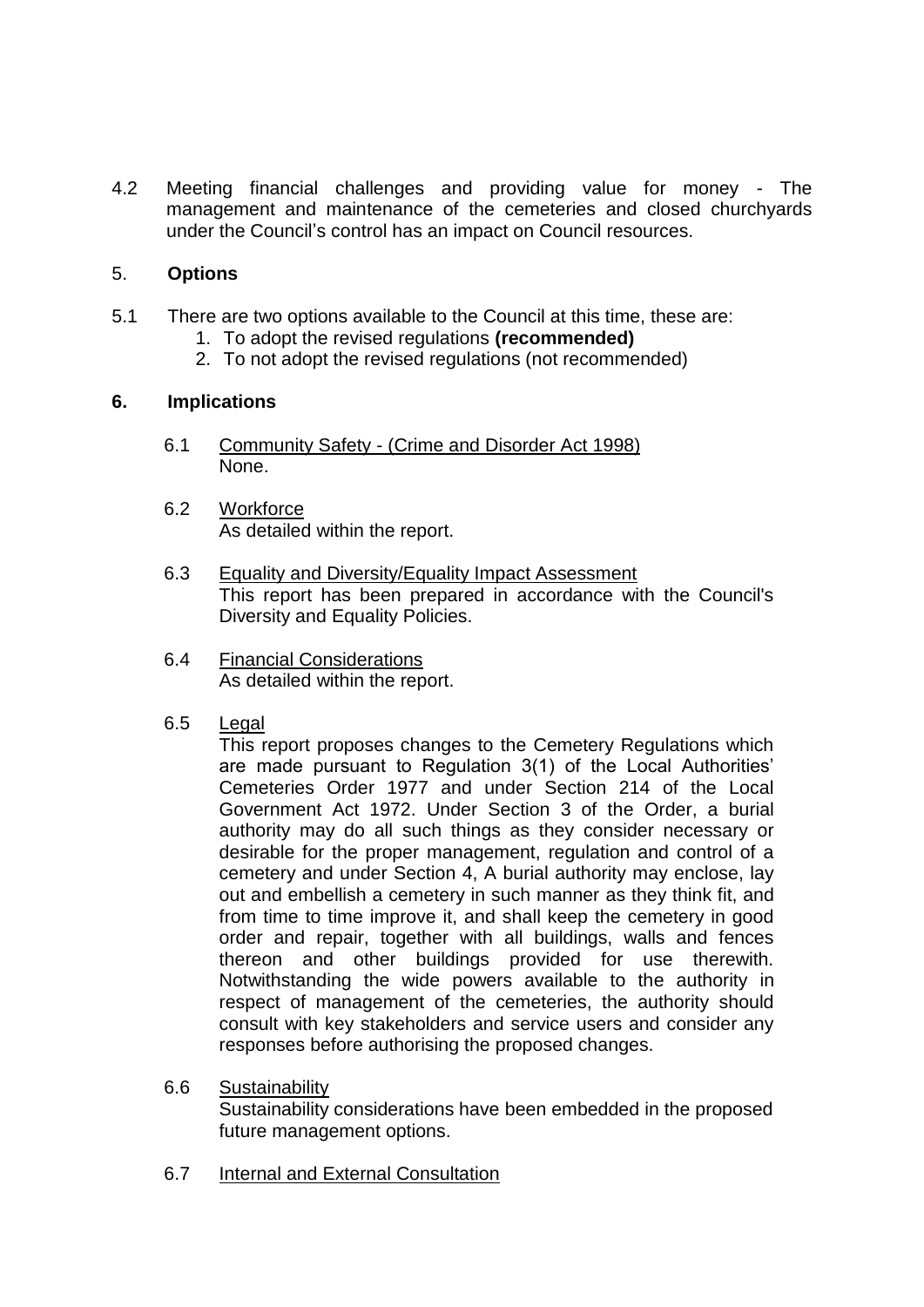4.2 Meeting financial challenges and providing value for money - The management and maintenance of the cemeteries and closed churchyards under the Council's control has an impact on Council resources.

## 5. Options

5.1 There are two options available to the Council at this time, these are:

1. To adopt the revised regulations **(recommended)**
2. To not adopt the revised regulations (not recommended)

## 6. Implications

6.1 Community Safety - (Crime and Disorder Act 1998)
None.

6.2 Workforce
As detailed within the report.

6.3 Equality and Diversity/Equality Impact Assessment
This report has been prepared in accordance with the Council's Diversity and Equality Policies.

6.4 Financial Considerations
As detailed within the report.

6.5 Legal
This report proposes changes to the Cemetery Regulations which are made pursuant to Regulation 3(1) of the Local Authorities' Cemeteries Order 1977 and under Section 214 of the Local Government Act 1972. Under Section 3 of the Order, a burial authority may do all such things as they consider necessary or desirable for the proper management, regulation and control of a cemetery and under Section 4, A burial authority may enclose, lay out and embellish a cemetery in such manner as they think fit, and from time to time improve it, and shall keep the cemetery in good order and repair, together with all buildings, walls and fences thereon and other buildings provided for use therewith. Notwithstanding the wide powers available to the authority in respect of management of the cemeteries, the authority should consult with key stakeholders and service users and consider any responses before authorising the proposed changes.

6.6 Sustainability
Sustainability considerations have been embedded in the proposed future management options.

6.7 Internal and External Consultation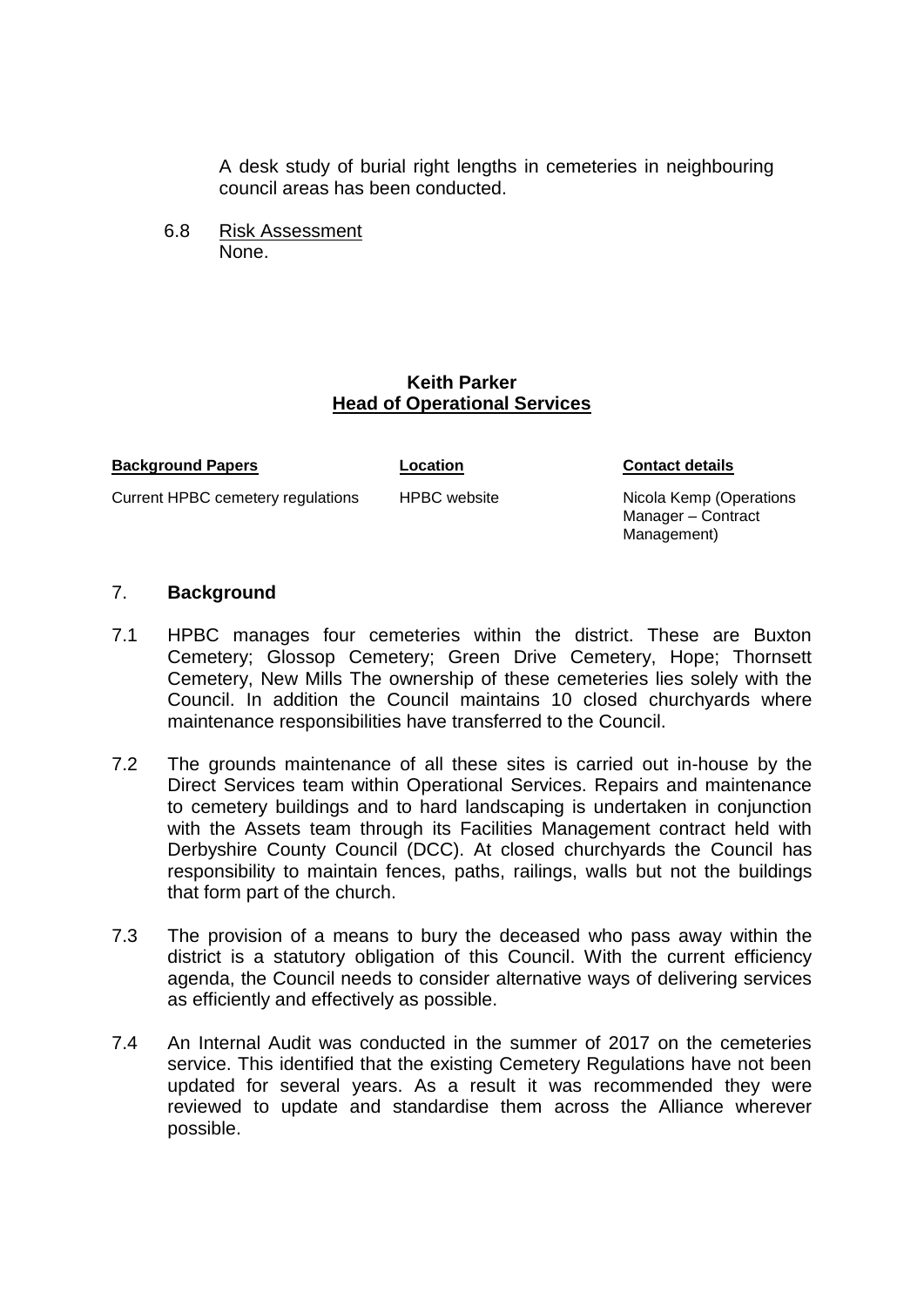A desk study of burial right lengths in cemeteries in neighbouring council areas has been conducted.

6.8 <u>Risk Assessment</u>
None.

**Keith Parker**
**Head of Operational Services**

| **Background Papers** | **Location** | **Contact details** |
|---|---|---|
| Current HPBC cemetery regulations | HPBC website | Nicola Kemp (Operations Manager – Contract Management) |

## 7. Background

7.1 HPBC manages four cemeteries within the district. These are Buxton Cemetery; Glossop Cemetery; Green Drive Cemetery, Hope; Thornsett Cemetery, New Mills The ownership of these cemeteries lies solely with the Council. In addition the Council maintains 10 closed churchyards where maintenance responsibilities have transferred to the Council.

7.2 The grounds maintenance of all these sites is carried out in-house by the Direct Services team within Operational Services. Repairs and maintenance to cemetery buildings and to hard landscaping is undertaken in conjunction with the Assets team through its Facilities Management contract held with Derbyshire County Council (DCC). At closed churchyards the Council has responsibility to maintain fences, paths, railings, walls but not the buildings that form part of the church.

7.3 The provision of a means to bury the deceased who pass away within the district is a statutory obligation of this Council. With the current efficiency agenda, the Council needs to consider alternative ways of delivering services as efficiently and effectively as possible.

7.4 An Internal Audit was conducted in the summer of 2017 on the cemeteries service. This identified that the existing Cemetery Regulations have not been updated for several years. As a result it was recommended they were reviewed to update and standardise them across the Alliance wherever possible.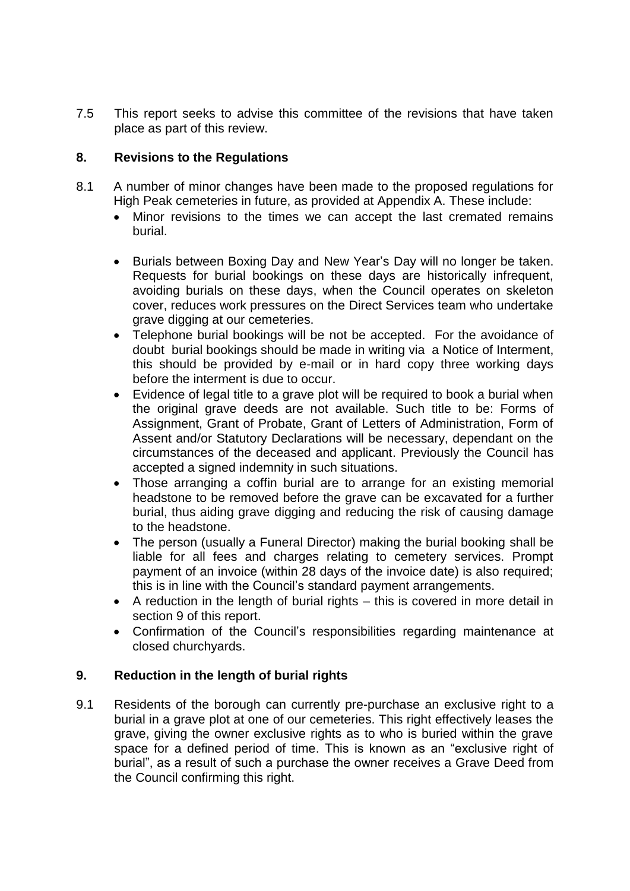7.5 This report seeks to advise this committee of the revisions that have taken place as part of this review.

## 8. Revisions to the Regulations

8.1 A number of minor changes have been made to the proposed regulations for High Peak cemeteries in future, as provided at Appendix A. These include:

- Minor revisions to the times we can accept the last cremated remains burial.
- Burials between Boxing Day and New Year's Day will no longer be taken. Requests for burial bookings on these days are historically infrequent, avoiding burials on these days, when the Council operates on skeleton cover, reduces work pressures on the Direct Services team who undertake grave digging at our cemeteries.
- Telephone burial bookings will be not be accepted. For the avoidance of doubt burial bookings should be made in writing via a Notice of Interment, this should be provided by e-mail or in hard copy three working days before the interment is due to occur.
- Evidence of legal title to a grave plot will be required to book a burial when the original grave deeds are not available. Such title to be: Forms of Assignment, Grant of Probate, Grant of Letters of Administration, Form of Assent and/or Statutory Declarations will be necessary, dependant on the circumstances of the deceased and applicant. Previously the Council has accepted a signed indemnity in such situations.
- Those arranging a coffin burial are to arrange for an existing memorial headstone to be removed before the grave can be excavated for a further burial, thus aiding grave digging and reducing the risk of causing damage to the headstone.
- The person (usually a Funeral Director) making the burial booking shall be liable for all fees and charges relating to cemetery services. Prompt payment of an invoice (within 28 days of the invoice date) is also required; this is in line with the Council's standard payment arrangements.
- A reduction in the length of burial rights – this is covered in more detail in section 9 of this report.
- Confirmation of the Council's responsibilities regarding maintenance at closed churchyards.

## 9. Reduction in the length of burial rights

9.1 Residents of the borough can currently pre-purchase an exclusive right to a burial in a grave plot at one of our cemeteries. This right effectively leases the grave, giving the owner exclusive rights as to who is buried within the grave space for a defined period of time. This is known as an "exclusive right of burial", as a result of such a purchase the owner receives a Grave Deed from the Council confirming this right.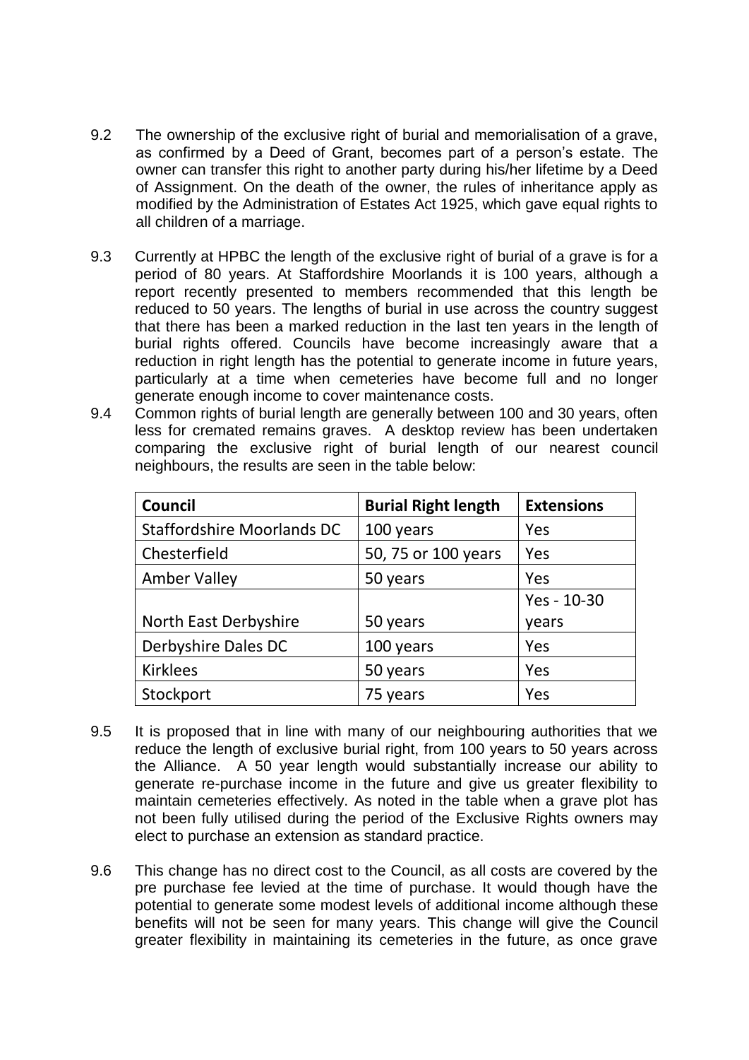9.2 The ownership of the exclusive right of burial and memorialisation of a grave, as confirmed by a Deed of Grant, becomes part of a person's estate. The owner can transfer this right to another party during his/her lifetime by a Deed of Assignment. On the death of the owner, the rules of inheritance apply as modified by the Administration of Estates Act 1925, which gave equal rights to all children of a marriage.

9.3 Currently at HPBC the length of the exclusive right of burial of a grave is for a period of 80 years. At Staffordshire Moorlands it is 100 years, although a report recently presented to members recommended that this length be reduced to 50 years. The lengths of burial in use across the country suggest that there has been a marked reduction in the last ten years in the length of burial rights offered. Councils have become increasingly aware that a reduction in right length has the potential to generate income in future years, particularly at a time when cemeteries have become full and no longer generate enough income to cover maintenance costs.

9.4 Common rights of burial length are generally between 100 and 30 years, often less for cremated remains graves. A desktop review has been undertaken comparing the exclusive right of burial length of our nearest council neighbours, the results are seen in the table below:

| Council | Burial Right length | Extensions |
|---|---|---|
| Staffordshire Moorlands DC | 100 years | Yes |
| Chesterfield | 50, 75 or 100 years | Yes |
| Amber Valley | 50 years | Yes |
| North East Derbyshire | 50 years | Yes - 10-30 years |
| Derbyshire Dales DC | 100 years | Yes |
| Kirklees | 50 years | Yes |
| Stockport | 75 years | Yes |

9.5 It is proposed that in line with many of our neighbouring authorities that we reduce the length of exclusive burial right, from 100 years to 50 years across the Alliance. A 50 year length would substantially increase our ability to generate re-purchase income in the future and give us greater flexibility to maintain cemeteries effectively. As noted in the table when a grave plot has not been fully utilised during the period of the Exclusive Rights owners may elect to purchase an extension as standard practice.

9.6 This change has no direct cost to the Council, as all costs are covered by the pre purchase fee levied at the time of purchase. It would though have the potential to generate some modest levels of additional income although these benefits will not be seen for many years. This change will give the Council greater flexibility in maintaining its cemeteries in the future, as once grave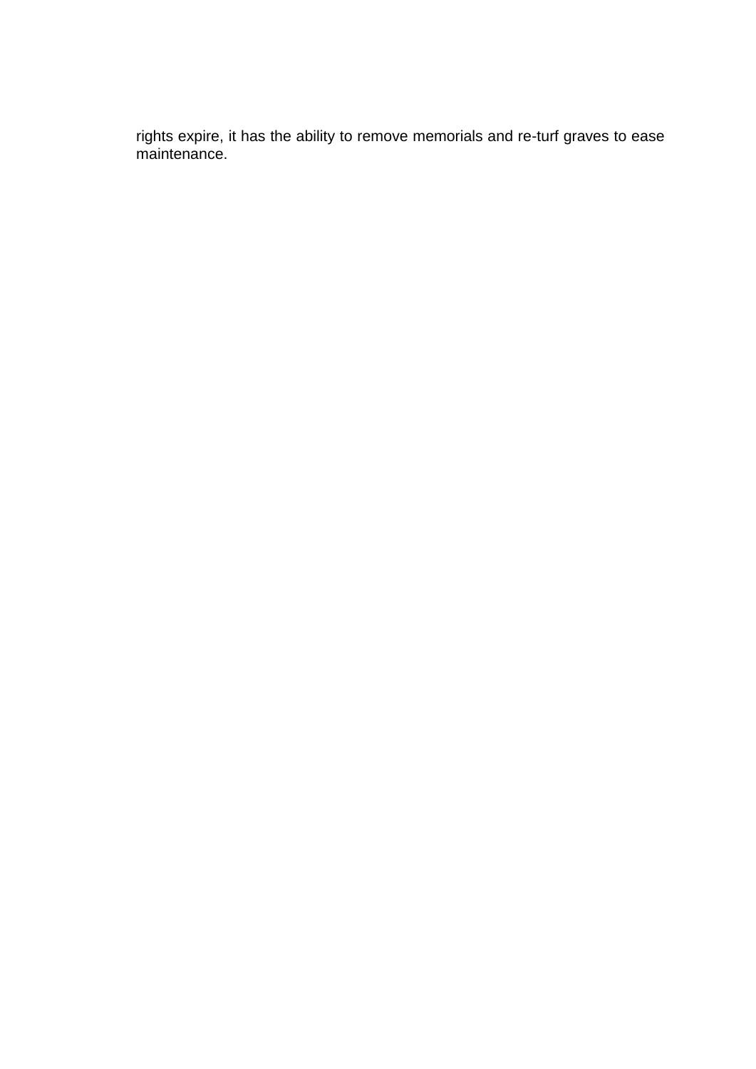rights expire, it has the ability to remove memorials and re-turf graves to ease maintenance.